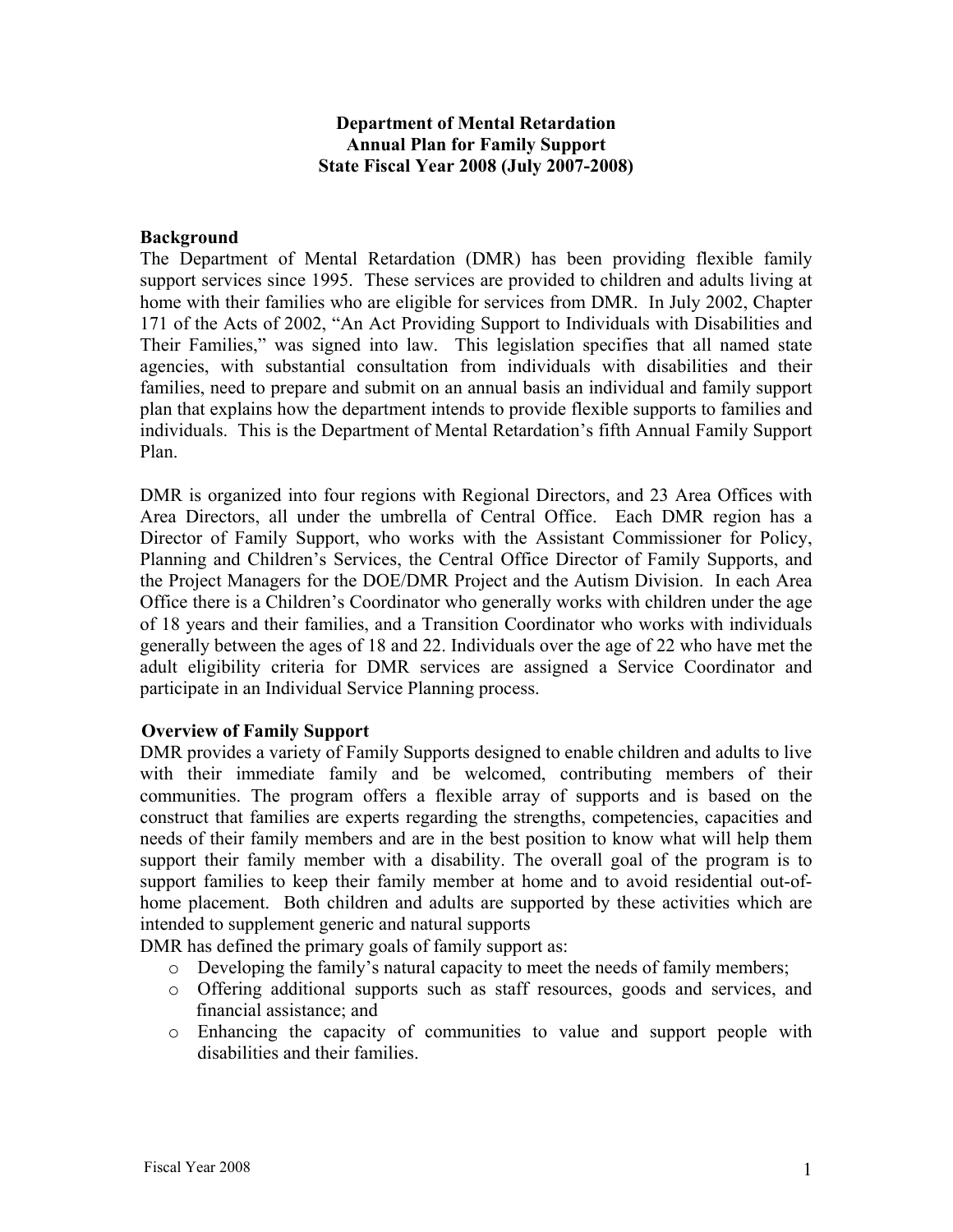# Department of Mental Retardation
# Annual Plan for Family Support
# State Fiscal Year 2008 (July 2007-2008)

## Background

The Department of Mental Retardation (DMR) has been providing flexible family support services since 1995. These services are provided to children and adults living at home with their families who are eligible for services from DMR. In July 2002, Chapter 171 of the Acts of 2002, "An Act Providing Support to Individuals with Disabilities and Their Families," was signed into law. This legislation specifies that all named state agencies, with substantial consultation from individuals with disabilities and their families, need to prepare and submit on an annual basis an individual and family support plan that explains how the department intends to provide flexible supports to families and individuals. This is the Department of Mental Retardation's fifth Annual Family Support Plan.

DMR is organized into four regions with Regional Directors, and 23 Area Offices with Area Directors, all under the umbrella of Central Office. Each DMR region has a Director of Family Support, who works with the Assistant Commissioner for Policy, Planning and Children's Services, the Central Office Director of Family Supports, and the Project Managers for the DOE/DMR Project and the Autism Division. In each Area Office there is a Children's Coordinator who generally works with children under the age of 18 years and their families, and a Transition Coordinator who works with individuals generally between the ages of 18 and 22. Individuals over the age of 22 who have met the adult eligibility criteria for DMR services are assigned a Service Coordinator and participate in an Individual Service Planning process.

## Overview of Family Support

DMR provides a variety of Family Supports designed to enable children and adults to live with their immediate family and be welcomed, contributing members of their communities. The program offers a flexible array of supports and is based on the construct that families are experts regarding the strengths, competencies, capacities and needs of their family members and are in the best position to know what will help them support their family member with a disability. The overall goal of the program is to support families to keep their family member at home and to avoid residential out-of-home placement. Both children and adults are supported by these activities which are intended to supplement generic and natural supports

DMR has defined the primary goals of family support as:

- Developing the family's natural capacity to meet the needs of family members;
- Offering additional supports such as staff resources, goods and services, and financial assistance; and
- Enhancing the capacity of communities to value and support people with disabilities and their families.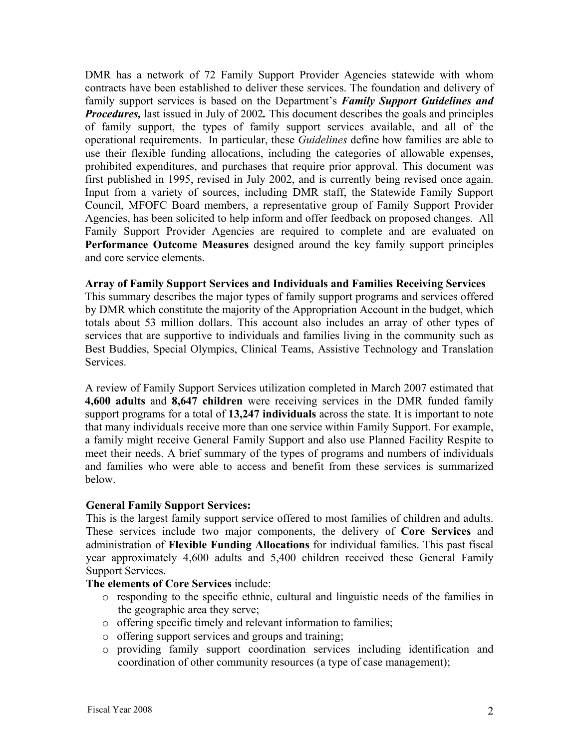DMR has a network of 72 Family Support Provider Agencies statewide with whom contracts have been established to deliver these services. The foundation and delivery of family support services is based on the Department's ***Family Support Guidelines and Procedures,*** last issued in July of 2002***.*** This document describes the goals and principles of family support, the types of family support services available, and all of the operational requirements. In particular, these *Guidelines* define how families are able to use their flexible funding allocations, including the categories of allowable expenses, prohibited expenditures, and purchases that require prior approval. This document was first published in 1995, revised in July 2002, and is currently being revised once again. Input from a variety of sources, including DMR staff, the Statewide Family Support Council, MFOFC Board members, a representative group of Family Support Provider Agencies, has been solicited to help inform and offer feedback on proposed changes. All Family Support Provider Agencies are required to complete and are evaluated on **Performance Outcome Measures** designed around the key family support principles and core service elements.

**Array of Family Support Services and Individuals and Families Receiving Services**

This summary describes the major types of family support programs and services offered by DMR which constitute the majority of the Appropriation Account in the budget, which totals about 53 million dollars. This account also includes an array of other types of services that are supportive to individuals and families living in the community such as Best Buddies, Special Olympics, Clinical Teams, Assistive Technology and Translation Services.

A review of Family Support Services utilization completed in March 2007 estimated that **4,600 adults** and **8,647 children** were receiving services in the DMR funded family support programs for a total of **13,247 individuals** across the state. It is important to note that many individuals receive more than one service within Family Support. For example, a family might receive General Family Support and also use Planned Facility Respite to meet their needs. A brief summary of the types of programs and numbers of individuals and families who were able to access and benefit from these services is summarized below.

**General Family Support Services:**

This is the largest family support service offered to most families of children and adults. These services include two major components, the delivery of **Core Services** and administration of **Flexible Funding Allocations** for individual families. This past fiscal year approximately 4,600 adults and 5,400 children received these General Family Support Services.

**The elements of Core Services** include:

- responding to the specific ethnic, cultural and linguistic needs of the families in the geographic area they serve;
- offering specific timely and relevant information to families;
- offering support services and groups and training;
- providing family support coordination services including identification and coordination of other community resources (a type of case management);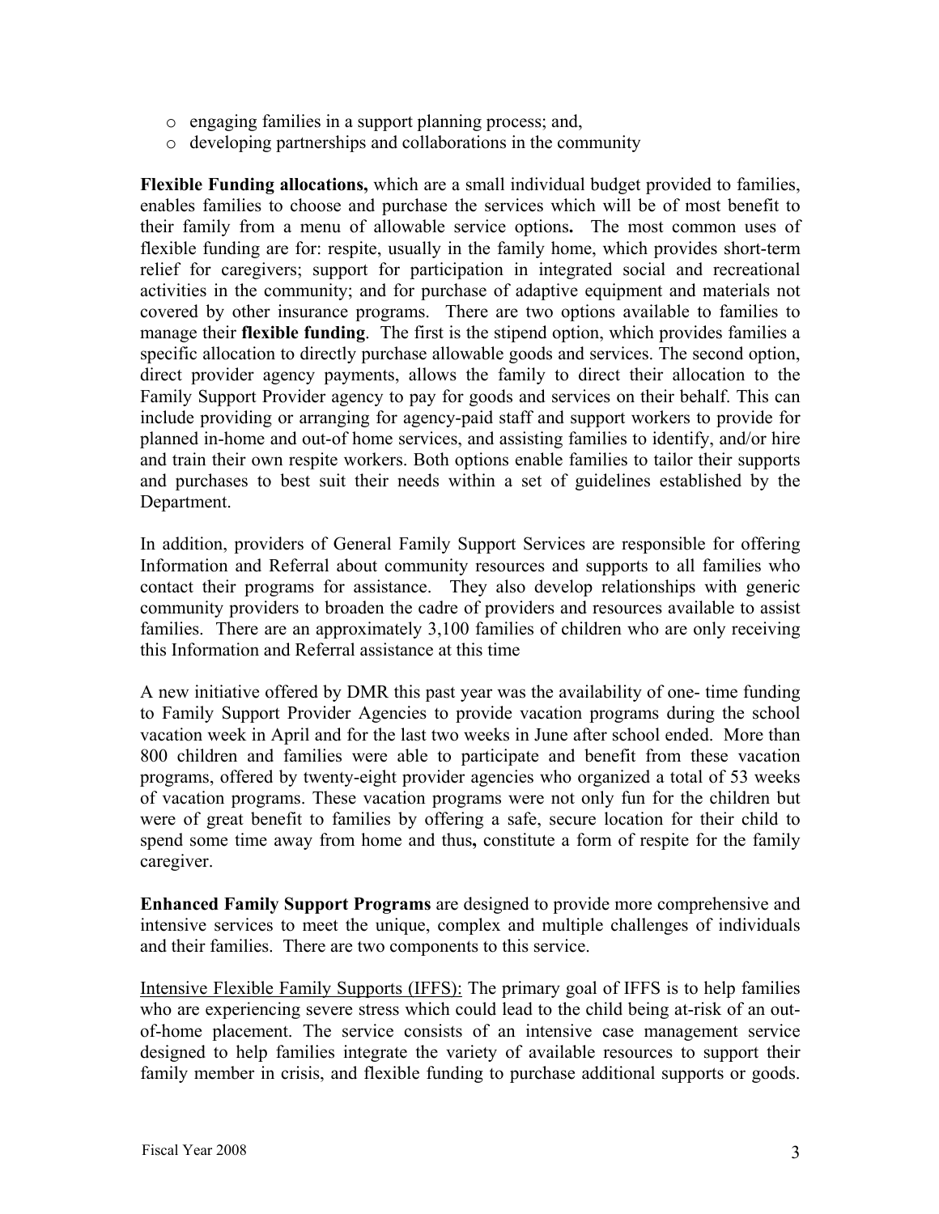- engaging families in a support planning process; and,
- developing partnerships and collaborations in the community

**Flexible Funding allocations,** which are a small individual budget provided to families, enables families to choose and purchase the services which will be of most benefit to their family from a menu of allowable service options**.** The most common uses of flexible funding are for: respite, usually in the family home, which provides short-term relief for caregivers; support for participation in integrated social and recreational activities in the community; and for purchase of adaptive equipment and materials not covered by other insurance programs. There are two options available to families to manage their **flexible funding**. The first is the stipend option, which provides families a specific allocation to directly purchase allowable goods and services. The second option, direct provider agency payments, allows the family to direct their allocation to the Family Support Provider agency to pay for goods and services on their behalf. This can include providing or arranging for agency-paid staff and support workers to provide for planned in-home and out-of home services, and assisting families to identify, and/or hire and train their own respite workers. Both options enable families to tailor their supports and purchases to best suit their needs within a set of guidelines established by the Department.

In addition, providers of General Family Support Services are responsible for offering Information and Referral about community resources and supports to all families who contact their programs for assistance. They also develop relationships with generic community providers to broaden the cadre of providers and resources available to assist families. There are an approximately 3,100 families of children who are only receiving this Information and Referral assistance at this time

A new initiative offered by DMR this past year was the availability of one- time funding to Family Support Provider Agencies to provide vacation programs during the school vacation week in April and for the last two weeks in June after school ended. More than 800 children and families were able to participate and benefit from these vacation programs, offered by twenty-eight provider agencies who organized a total of 53 weeks of vacation programs. These vacation programs were not only fun for the children but were of great benefit to families by offering a safe, secure location for their child to spend some time away from home and thus**,** constitute a form of respite for the family caregiver.

**Enhanced Family Support Programs** are designed to provide more comprehensive and intensive services to meet the unique, complex and multiple challenges of individuals and their families. There are two components to this service.

<u>Intensive Flexible Family Supports (IFFS):</u> The primary goal of IFFS is to help families who are experiencing severe stress which could lead to the child being at-risk of an out-of-home placement. The service consists of an intensive case management service designed to help families integrate the variety of available resources to support their family member in crisis, and flexible funding to purchase additional supports or goods.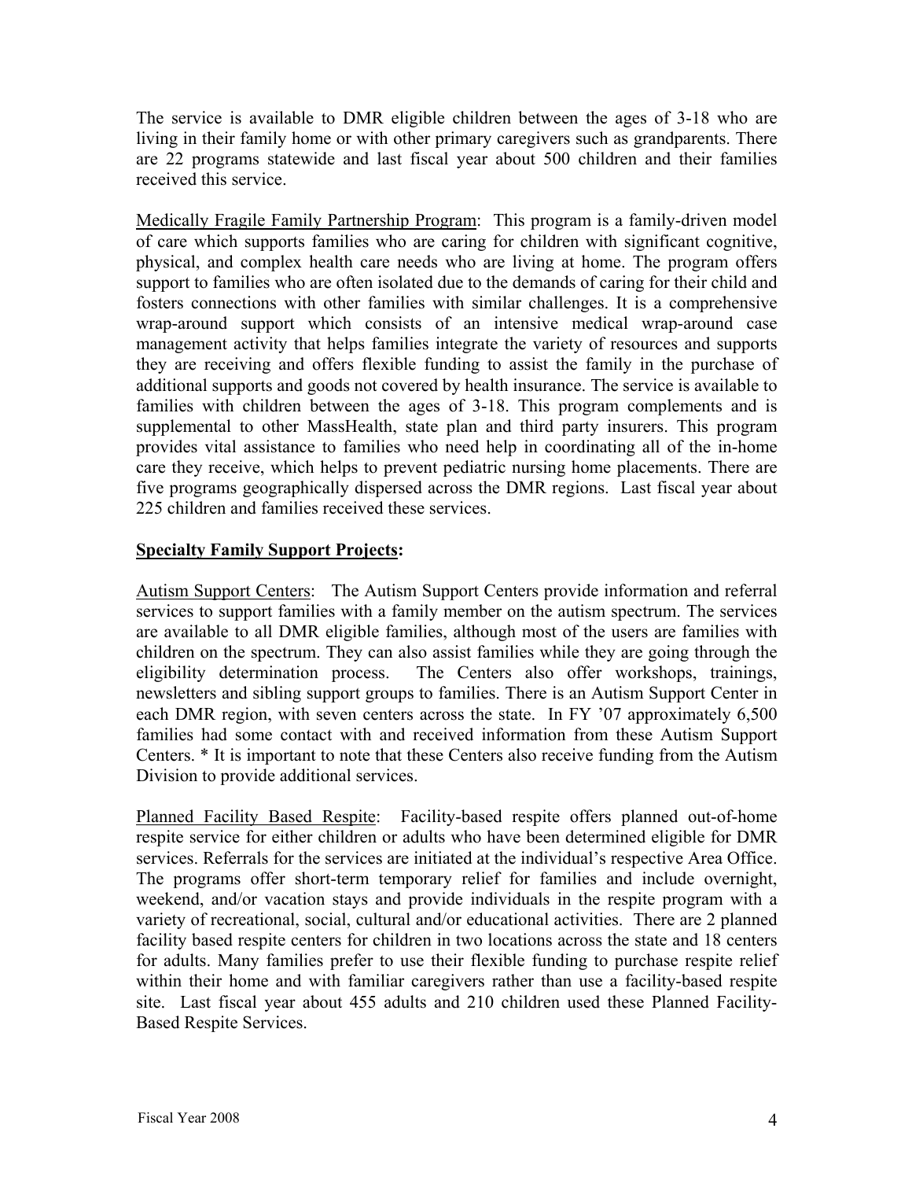The service is available to DMR eligible children between the ages of 3-18 who are living in their family home or with other primary caregivers such as grandparents. There are 22 programs statewide and last fiscal year about 500 children and their families received this service.

<u>Medically Fragile Family Partnership Program</u>: This program is a family-driven model of care which supports families who are caring for children with significant cognitive, physical, and complex health care needs who are living at home. The program offers support to families who are often isolated due to the demands of caring for their child and fosters connections with other families with similar challenges. It is a comprehensive wrap-around support which consists of an intensive medical wrap-around case management activity that helps families integrate the variety of resources and supports they are receiving and offers flexible funding to assist the family in the purchase of additional supports and goods not covered by health insurance. The service is available to families with children between the ages of 3-18. This program complements and is supplemental to other MassHealth, state plan and third party insurers. This program provides vital assistance to families who need help in coordinating all of the in-home care they receive, which helps to prevent pediatric nursing home placements. There are five programs geographically dispersed across the DMR regions. Last fiscal year about 225 children and families received these services.

**<u>Specialty Family Support Projects</u>:**

<u>Autism Support Centers</u>: The Autism Support Centers provide information and referral services to support families with a family member on the autism spectrum. The services are available to all DMR eligible families, although most of the users are families with children on the spectrum. They can also assist families while they are going through the eligibility determination process. The Centers also offer workshops, trainings, newsletters and sibling support groups to families. There is an Autism Support Center in each DMR region, with seven centers across the state. In FY '07 approximately 6,500 families had some contact with and received information from these Autism Support Centers. * It is important to note that these Centers also receive funding from the Autism Division to provide additional services.

<u>Planned Facility Based Respite</u>: Facility-based respite offers planned out-of-home respite service for either children or adults who have been determined eligible for DMR services. Referrals for the services are initiated at the individual's respective Area Office. The programs offer short-term temporary relief for families and include overnight, weekend, and/or vacation stays and provide individuals in the respite program with a variety of recreational, social, cultural and/or educational activities. There are 2 planned facility based respite centers for children in two locations across the state and 18 centers for adults. Many families prefer to use their flexible funding to purchase respite relief within their home and with familiar caregivers rather than use a facility-based respite site. Last fiscal year about 455 adults and 210 children used these Planned Facility-Based Respite Services.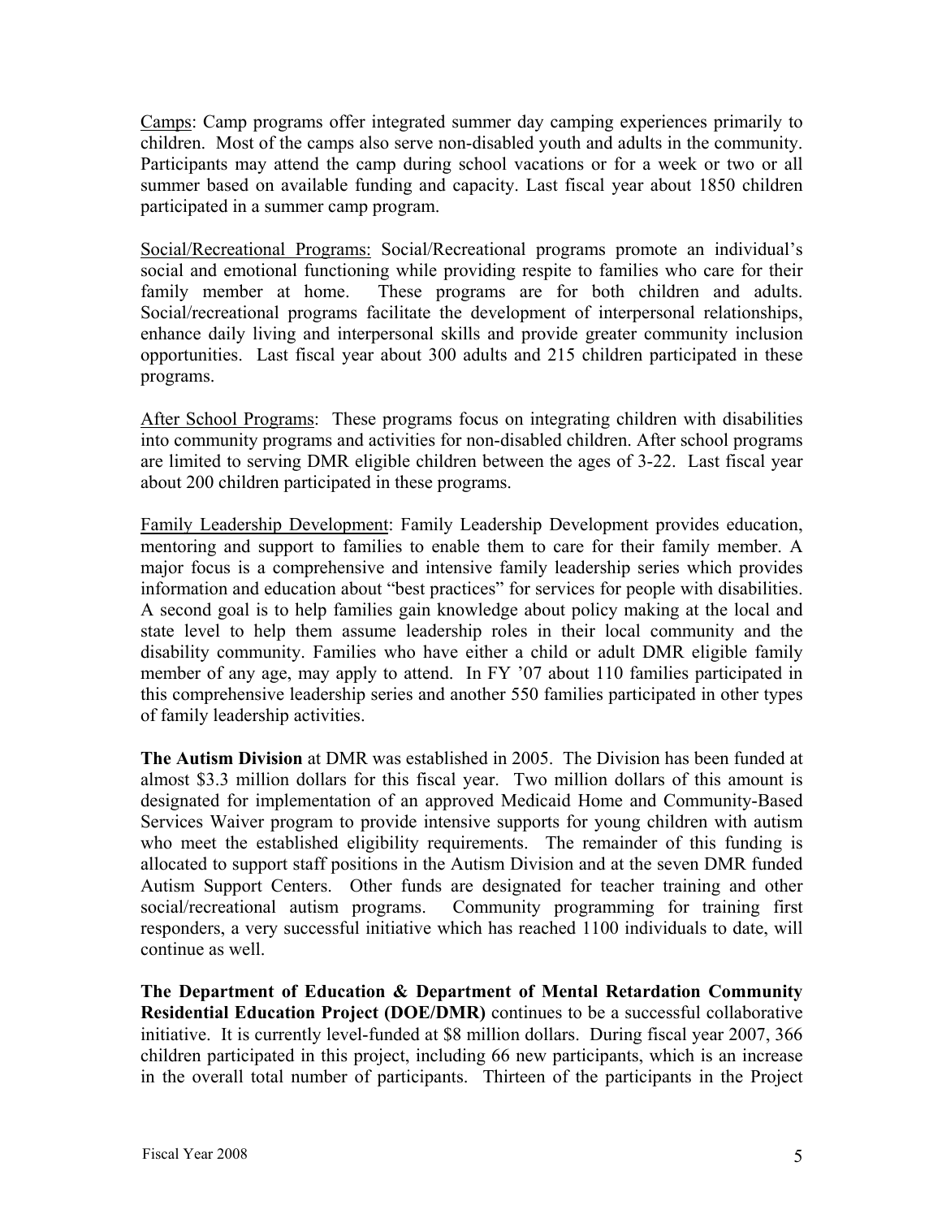Camps: Camp programs offer integrated summer day camping experiences primarily to children. Most of the camps also serve non-disabled youth and adults in the community. Participants may attend the camp during school vacations or for a week or two or all summer based on available funding and capacity. Last fiscal year about 1850 children participated in a summer camp program.

Social/Recreational Programs: Social/Recreational programs promote an individual's social and emotional functioning while providing respite to families who care for their family member at home. These programs are for both children and adults. Social/recreational programs facilitate the development of interpersonal relationships, enhance daily living and interpersonal skills and provide greater community inclusion opportunities. Last fiscal year about 300 adults and 215 children participated in these programs.

After School Programs: These programs focus on integrating children with disabilities into community programs and activities for non-disabled children. After school programs are limited to serving DMR eligible children between the ages of 3-22. Last fiscal year about 200 children participated in these programs.

Family Leadership Development: Family Leadership Development provides education, mentoring and support to families to enable them to care for their family member. A major focus is a comprehensive and intensive family leadership series which provides information and education about "best practices" for services for people with disabilities. A second goal is to help families gain knowledge about policy making at the local and state level to help them assume leadership roles in their local community and the disability community. Families who have either a child or adult DMR eligible family member of any age, may apply to attend. In FY '07 about 110 families participated in this comprehensive leadership series and another 550 families participated in other types of family leadership activities.

**The Autism Division** at DMR was established in 2005. The Division has been funded at almost \$3.3 million dollars for this fiscal year. Two million dollars of this amount is designated for implementation of an approved Medicaid Home and Community-Based Services Waiver program to provide intensive supports for young children with autism who meet the established eligibility requirements. The remainder of this funding is allocated to support staff positions in the Autism Division and at the seven DMR funded Autism Support Centers. Other funds are designated for teacher training and other social/recreational autism programs. Community programming for training first responders, a very successful initiative which has reached 1100 individuals to date, will continue as well.

**The Department of Education & Department of Mental Retardation Community Residential Education Project (DOE/DMR)** continues to be a successful collaborative initiative. It is currently level-funded at \$8 million dollars. During fiscal year 2007, 366 children participated in this project, including 66 new participants, which is an increase in the overall total number of participants. Thirteen of the participants in the Project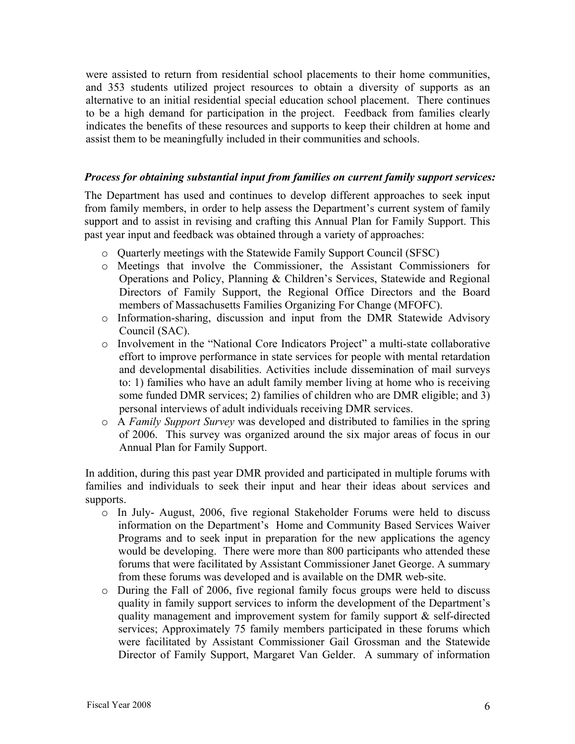were assisted to return from residential school placements to their home communities, and 353 students utilized project resources to obtain a diversity of supports as an alternative to an initial residential special education school placement. There continues to be a high demand for participation in the project. Feedback from families clearly indicates the benefits of these resources and supports to keep their children at home and assist them to be meaningfully included in their communities and schools.

***Process for obtaining substantial input from families on current family support services:***

The Department has used and continues to develop different approaches to seek input from family members, in order to help assess the Department's current system of family support and to assist in revising and crafting this Annual Plan for Family Support. This past year input and feedback was obtained through a variety of approaches:

- Quarterly meetings with the Statewide Family Support Council (SFSC)
- Meetings that involve the Commissioner, the Assistant Commissioners for Operations and Policy, Planning & Children's Services, Statewide and Regional Directors of Family Support, the Regional Office Directors and the Board members of Massachusetts Families Organizing For Change (MFOFC).
- Information-sharing, discussion and input from the DMR Statewide Advisory Council (SAC).
- Involvement in the "National Core Indicators Project" a multi-state collaborative effort to improve performance in state services for people with mental retardation and developmental disabilities. Activities include dissemination of mail surveys to: 1) families who have an adult family member living at home who is receiving some funded DMR services; 2) families of children who are DMR eligible; and 3) personal interviews of adult individuals receiving DMR services.
- A *Family Support Survey* was developed and distributed to families in the spring of 2006. This survey was organized around the six major areas of focus in our Annual Plan for Family Support.

In addition, during this past year DMR provided and participated in multiple forums with families and individuals to seek their input and hear their ideas about services and supports.

- In July- August, 2006, five regional Stakeholder Forums were held to discuss information on the Department's Home and Community Based Services Waiver Programs and to seek input in preparation for the new applications the agency would be developing. There were more than 800 participants who attended these forums that were facilitated by Assistant Commissioner Janet George. A summary from these forums was developed and is available on the DMR web-site.
- During the Fall of 2006, five regional family focus groups were held to discuss quality in family support services to inform the development of the Department's quality management and improvement system for family support & self-directed services; Approximately 75 family members participated in these forums which were facilitated by Assistant Commissioner Gail Grossman and the Statewide Director of Family Support, Margaret Van Gelder. A summary of information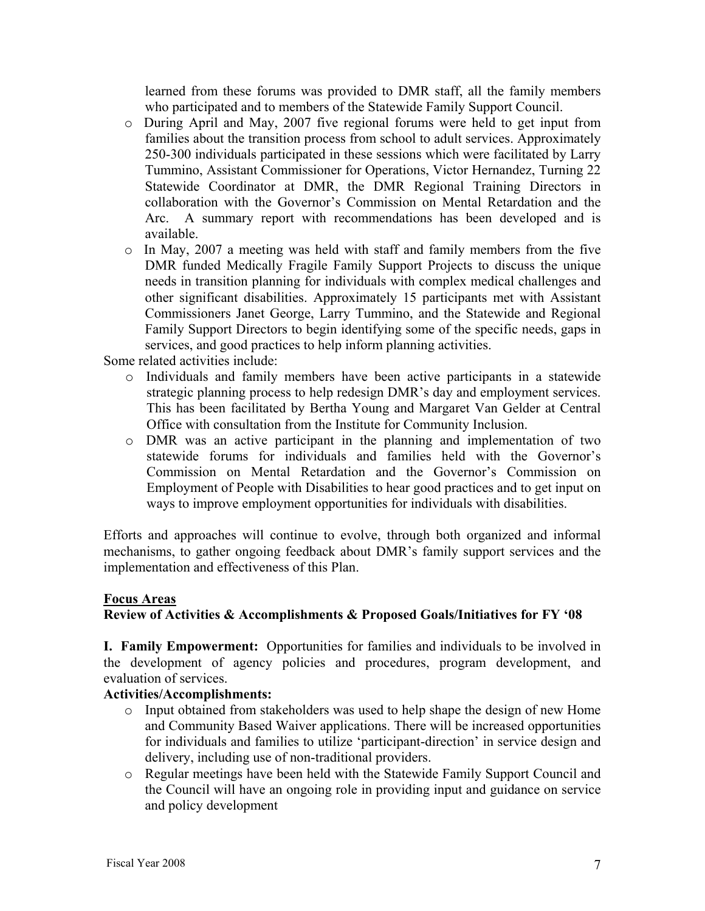learned from these forums was provided to DMR staff, all the family members who participated and to members of the Statewide Family Support Council.

- During April and May, 2007 five regional forums were held to get input from families about the transition process from school to adult services. Approximately 250-300 individuals participated in these sessions which were facilitated by Larry Tummino, Assistant Commissioner for Operations, Victor Hernandez, Turning 22 Statewide Coordinator at DMR, the DMR Regional Training Directors in collaboration with the Governor's Commission on Mental Retardation and the Arc. A summary report with recommendations has been developed and is available.
- In May, 2007 a meeting was held with staff and family members from the five DMR funded Medically Fragile Family Support Projects to discuss the unique needs in transition planning for individuals with complex medical challenges and other significant disabilities. Approximately 15 participants met with Assistant Commissioners Janet George, Larry Tummino, and the Statewide and Regional Family Support Directors to begin identifying some of the specific needs, gaps in services, and good practices to help inform planning activities.

Some related activities include:

- Individuals and family members have been active participants in a statewide strategic planning process to help redesign DMR's day and employment services. This has been facilitated by Bertha Young and Margaret Van Gelder at Central Office with consultation from the Institute for Community Inclusion.
- DMR was an active participant in the planning and implementation of two statewide forums for individuals and families held with the Governor's Commission on Mental Retardation and the Governor's Commission on Employment of People with Disabilities to hear good practices and to get input on ways to improve employment opportunities for individuals with disabilities.

Efforts and approaches will continue to evolve, through both organized and informal mechanisms, to gather ongoing feedback about DMR's family support services and the implementation and effectiveness of this Plan.

**<u>Focus Areas</u>**

**Review of Activities & Accomplishments & Proposed Goals/Initiatives for FY '08**

**I. Family Empowerment:** Opportunities for families and individuals to be involved in the development of agency policies and procedures, program development, and evaluation of services.

**Activities/Accomplishments:**

- Input obtained from stakeholders was used to help shape the design of new Home and Community Based Waiver applications. There will be increased opportunities for individuals and families to utilize 'participant-direction' in service design and delivery, including use of non-traditional providers.
- Regular meetings have been held with the Statewide Family Support Council and the Council will have an ongoing role in providing input and guidance on service and policy development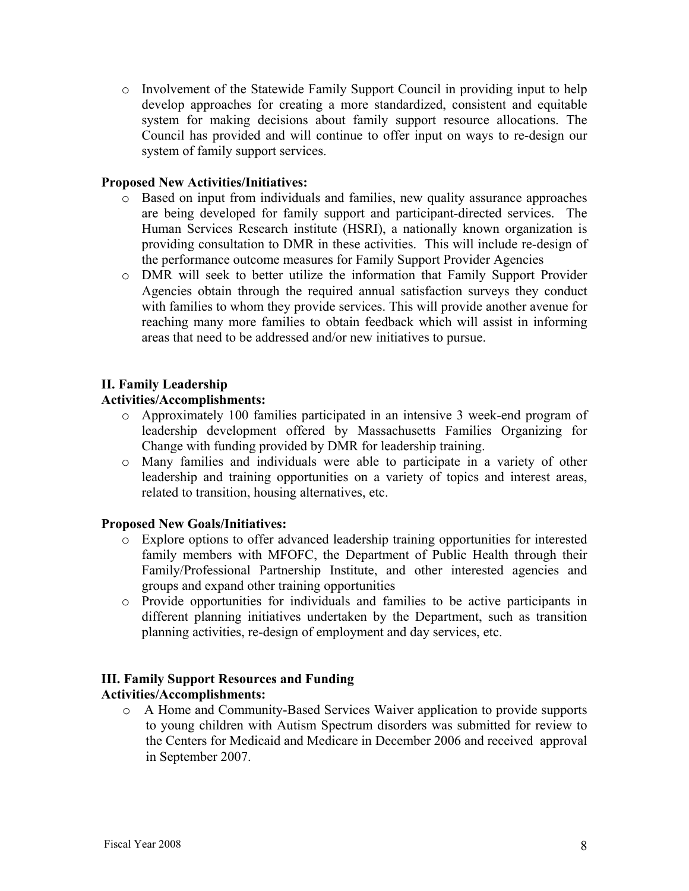- Involvement of the Statewide Family Support Council in providing input to help develop approaches for creating a more standardized, consistent and equitable system for making decisions about family support resource allocations. The Council has provided and will continue to offer input on ways to re-design our system of family support services.

**Proposed New Activities/Initiatives:**

- Based on input from individuals and families, new quality assurance approaches are being developed for family support and participant-directed services. The Human Services Research institute (HSRI), a nationally known organization is providing consultation to DMR in these activities. This will include re-design of the performance outcome measures for Family Support Provider Agencies
- DMR will seek to better utilize the information that Family Support Provider Agencies obtain through the required annual satisfaction surveys they conduct with families to whom they provide services. This will provide another avenue for reaching many more families to obtain feedback which will assist in informing areas that need to be addressed and/or new initiatives to pursue.

**II. Family Leadership**

**Activities/Accomplishments:**

- Approximately 100 families participated in an intensive 3 week-end program of leadership development offered by Massachusetts Families Organizing for Change with funding provided by DMR for leadership training.
- Many families and individuals were able to participate in a variety of other leadership and training opportunities on a variety of topics and interest areas, related to transition, housing alternatives, etc.

**Proposed New Goals/Initiatives:**

- Explore options to offer advanced leadership training opportunities for interested family members with MFOFC, the Department of Public Health through their Family/Professional Partnership Institute, and other interested agencies and groups and expand other training opportunities
- Provide opportunities for individuals and families to be active participants in different planning initiatives undertaken by the Department, such as transition planning activities, re-design of employment and day services, etc.

**III. Family Support Resources and Funding**

**Activities/Accomplishments:**

- A Home and Community-Based Services Waiver application to provide supports to young children with Autism Spectrum disorders was submitted for review to the Centers for Medicaid and Medicare in December 2006 and received approval in September 2007.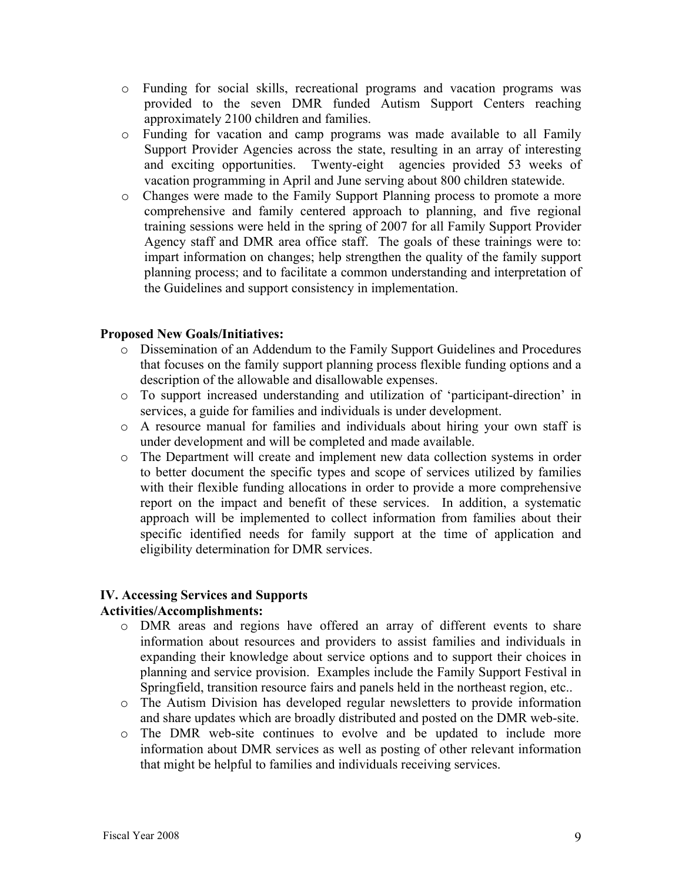- Funding for social skills, recreational programs and vacation programs was provided to the seven DMR funded Autism Support Centers reaching approximately 2100 children and families.
- Funding for vacation and camp programs was made available to all Family Support Provider Agencies across the state, resulting in an array of interesting and exciting opportunities. Twenty-eight agencies provided 53 weeks of vacation programming in April and June serving about 800 children statewide.
- Changes were made to the Family Support Planning process to promote a more comprehensive and family centered approach to planning, and five regional training sessions were held in the spring of 2007 for all Family Support Provider Agency staff and DMR area office staff. The goals of these trainings were to: impart information on changes; help strengthen the quality of the family support planning process; and to facilitate a common understanding and interpretation of the Guidelines and support consistency in implementation.

**Proposed New Goals/Initiatives:**

- Dissemination of an Addendum to the Family Support Guidelines and Procedures that focuses on the family support planning process flexible funding options and a description of the allowable and disallowable expenses.
- To support increased understanding and utilization of 'participant-direction' in services, a guide for families and individuals is under development.
- A resource manual for families and individuals about hiring your own staff is under development and will be completed and made available.
- The Department will create and implement new data collection systems in order to better document the specific types and scope of services utilized by families with their flexible funding allocations in order to provide a more comprehensive report on the impact and benefit of these services. In addition, a systematic approach will be implemented to collect information from families about their specific identified needs for family support at the time of application and eligibility determination for DMR services.

## IV. Accessing Services and Supports

**Activities/Accomplishments:**

- DMR areas and regions have offered an array of different events to share information about resources and providers to assist families and individuals in expanding their knowledge about service options and to support their choices in planning and service provision. Examples include the Family Support Festival in Springfield, transition resource fairs and panels held in the northeast region, etc..
- The Autism Division has developed regular newsletters to provide information and share updates which are broadly distributed and posted on the DMR web-site.
- The DMR web-site continues to evolve and be updated to include more information about DMR services as well as posting of other relevant information that might be helpful to families and individuals receiving services.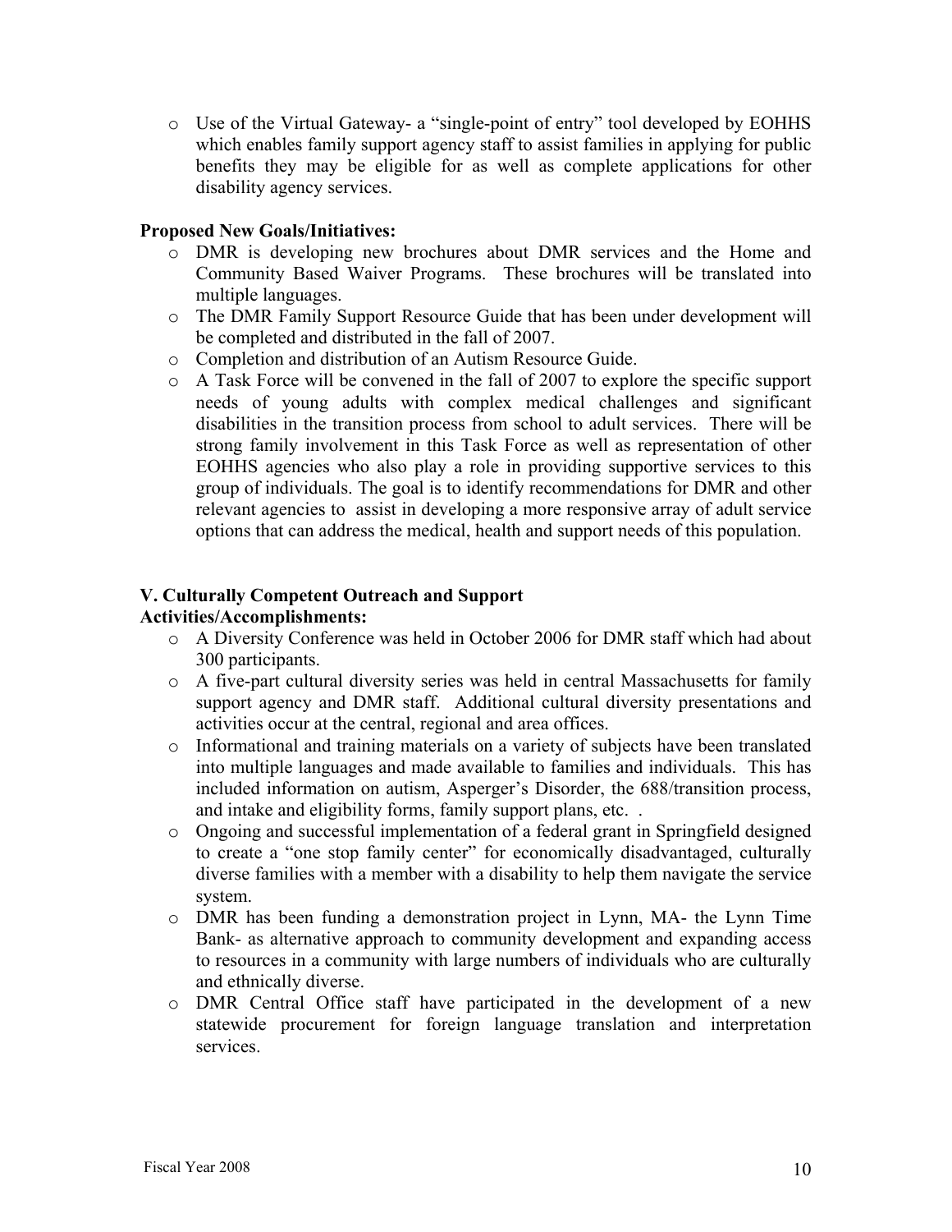- Use of the Virtual Gateway- a "single-point of entry" tool developed by EOHHS which enables family support agency staff to assist families in applying for public benefits they may be eligible for as well as complete applications for other disability agency services.

**Proposed New Goals/Initiatives:**

- DMR is developing new brochures about DMR services and the Home and Community Based Waiver Programs. These brochures will be translated into multiple languages.
- The DMR Family Support Resource Guide that has been under development will be completed and distributed in the fall of 2007.
- Completion and distribution of an Autism Resource Guide.
- A Task Force will be convened in the fall of 2007 to explore the specific support needs of young adults with complex medical challenges and significant disabilities in the transition process from school to adult services. There will be strong family involvement in this Task Force as well as representation of other EOHHS agencies who also play a role in providing supportive services to this group of individuals. The goal is to identify recommendations for DMR and other relevant agencies to assist in developing a more responsive array of adult service options that can address the medical, health and support needs of this population.

**V. Culturally Competent Outreach and Support**

**Activities/Accomplishments:**

- A Diversity Conference was held in October 2006 for DMR staff which had about 300 participants.
- A five-part cultural diversity series was held in central Massachusetts for family support agency and DMR staff. Additional cultural diversity presentations and activities occur at the central, regional and area offices.
- Informational and training materials on a variety of subjects have been translated into multiple languages and made available to families and individuals. This has included information on autism, Asperger's Disorder, the 688/transition process, and intake and eligibility forms, family support plans, etc. .
- Ongoing and successful implementation of a federal grant in Springfield designed to create a "one stop family center" for economically disadvantaged, culturally diverse families with a member with a disability to help them navigate the service system.
- DMR has been funding a demonstration project in Lynn, MA- the Lynn Time Bank- as alternative approach to community development and expanding access to resources in a community with large numbers of individuals who are culturally and ethnically diverse.
- DMR Central Office staff have participated in the development of a new statewide procurement for foreign language translation and interpretation services.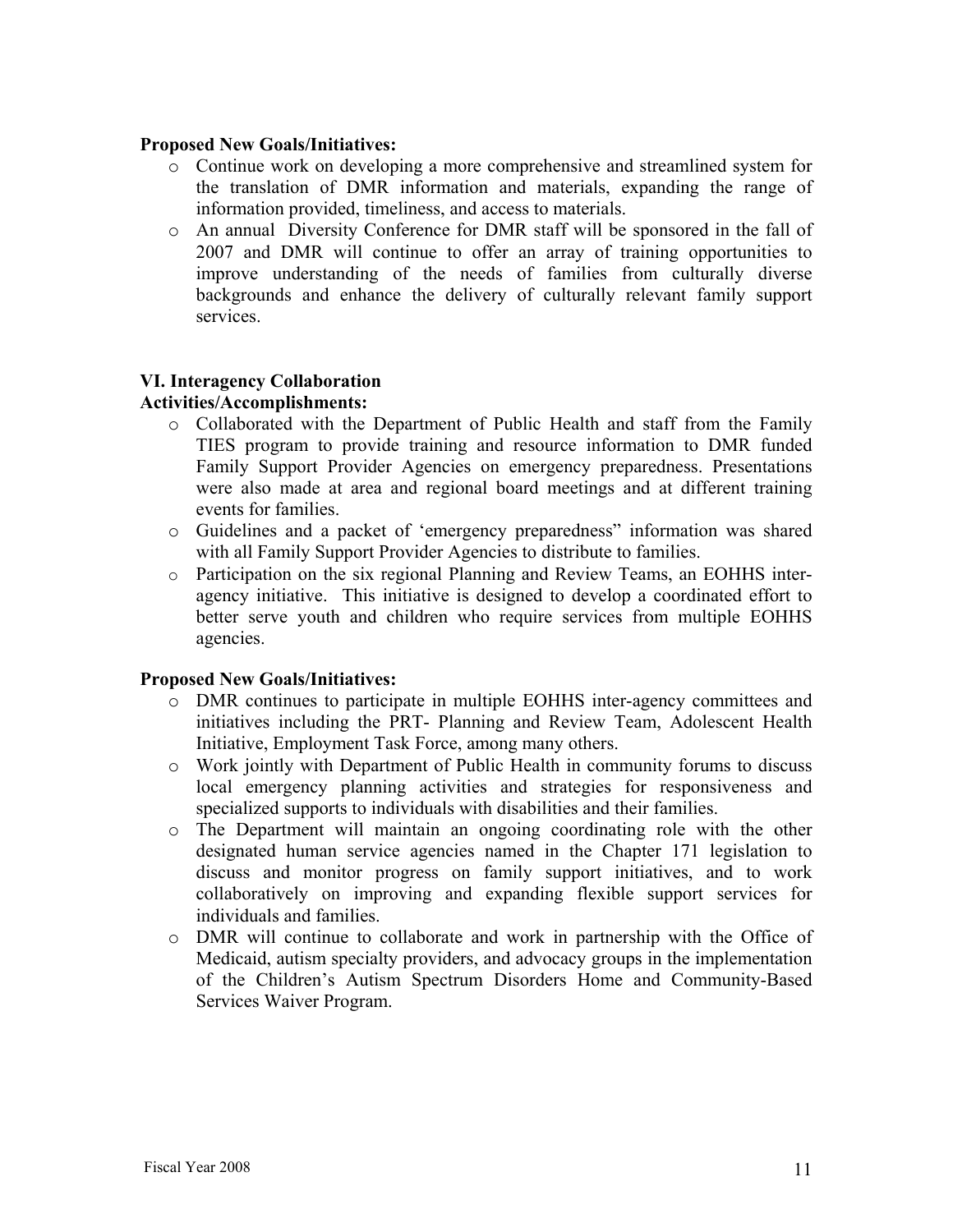**Proposed New Goals/Initiatives:**

- Continue work on developing a more comprehensive and streamlined system for the translation of DMR information and materials, expanding the range of information provided, timeliness, and access to materials.
- An annual Diversity Conference for DMR staff will be sponsored in the fall of 2007 and DMR will continue to offer an array of training opportunities to improve understanding of the needs of families from culturally diverse backgrounds and enhance the delivery of culturally relevant family support services.

**VI. Interagency Collaboration**

**Activities/Accomplishments:**

- Collaborated with the Department of Public Health and staff from the Family TIES program to provide training and resource information to DMR funded Family Support Provider Agencies on emergency preparedness. Presentations were also made at area and regional board meetings and at different training events for families.
- Guidelines and a packet of 'emergency preparedness" information was shared with all Family Support Provider Agencies to distribute to families.
- Participation on the six regional Planning and Review Teams, an EOHHS inter-agency initiative. This initiative is designed to develop a coordinated effort to better serve youth and children who require services from multiple EOHHS agencies.

**Proposed New Goals/Initiatives:**

- DMR continues to participate in multiple EOHHS inter-agency committees and initiatives including the PRT- Planning and Review Team, Adolescent Health Initiative, Employment Task Force, among many others.
- Work jointly with Department of Public Health in community forums to discuss local emergency planning activities and strategies for responsiveness and specialized supports to individuals with disabilities and their families.
- The Department will maintain an ongoing coordinating role with the other designated human service agencies named in the Chapter 171 legislation to discuss and monitor progress on family support initiatives, and to work collaboratively on improving and expanding flexible support services for individuals and families.
- DMR will continue to collaborate and work in partnership with the Office of Medicaid, autism specialty providers, and advocacy groups in the implementation of the Children's Autism Spectrum Disorders Home and Community-Based Services Waiver Program.